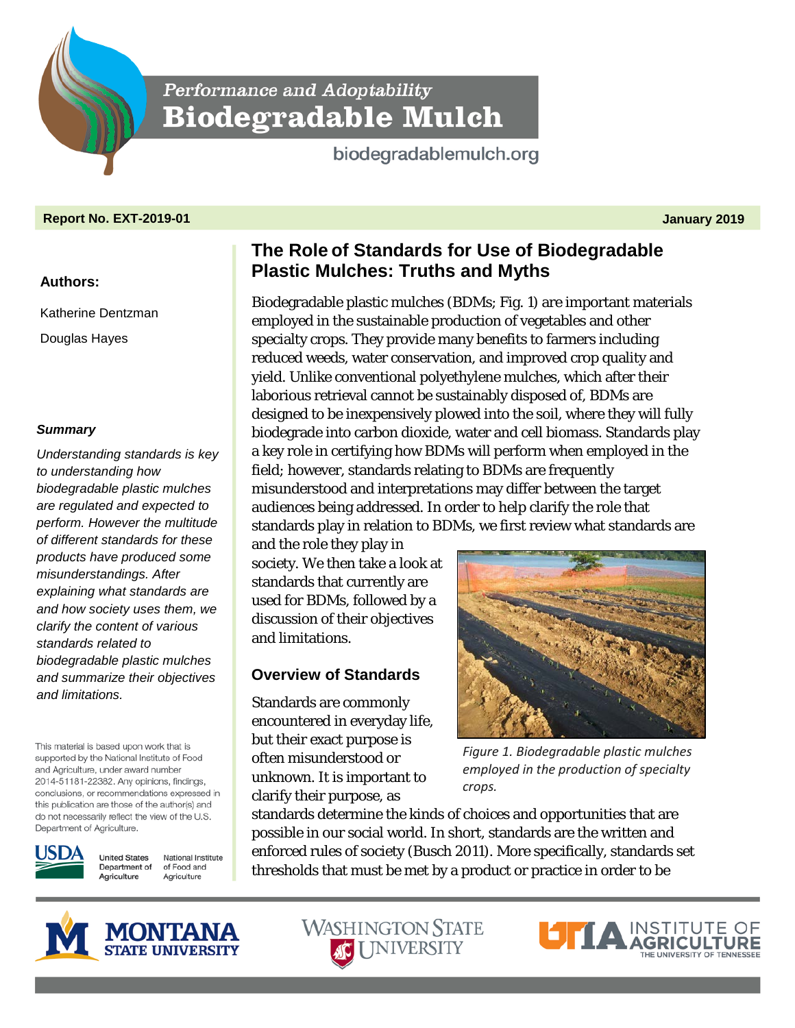Performance and Adoptability
**Biodegradable Mulch**

biodegradablemulch.org

**Report No. EXT-2019-01** **January 2019**

# The Role of Standards for Use of Biodegradable Plastic Mulches: Truths and Myths

**Authors:**

Katherine Dentzman

Douglas Hayes

***Summary***

*Understanding standards is key to understanding how biodegradable plastic mulches are regulated and expected to perform. However the multitude of different standards for these products have produced some misunderstandings. After explaining what standards are and how society uses them, we clarify the content of various standards related to biodegradable plastic mulches and summarize their objectives and limitations.*

This material is based upon work that is supported by the National Institute of Food and Agriculture, under award number 2014-51181-22382. Any opinions, findings, conclusions, or recommendations expressed in this publication are those of the author(s) and do not necessarily reflect the view of the U.S. Department of Agriculture.

USDA United States Department of Agriculture — National Institute of Food and Agriculture

Biodegradable plastic mulches (BDMs; Fig. 1) are important materials employed in the sustainable production of vegetables and other specialty crops. They provide many benefits to farmers including reduced weeds, water conservation, and improved crop quality and yield. Unlike conventional polyethylene mulches, which after their laborious retrieval cannot be sustainably disposed of, BDMs are designed to be inexpensively plowed into the soil, where they will fully biodegrade into carbon dioxide, water and cell biomass. Standards play a key role in certifying how BDMs will perform when employed in the field; however, standards relating to BDMs are frequently misunderstood and interpretations may differ between the target audiences being addressed. In order to help clarify the role that standards play in relation to BDMs, we first review what standards are and the role they play in society. We then take a look at standards that currently are used for BDMs, followed by a discussion of their objectives and limitations.

*Figure 1. Biodegradable plastic mulches employed in the production of specialty crops.*

## Overview of Standards

Standards are commonly encountered in everyday life, but their exact purpose is often misunderstood or unknown. It is important to clarify their purpose, as standards determine the kinds of choices and opportunities that are possible in our social world. In short, standards are the written and enforced rules of society (Busch 2011). More specifically, standards set thresholds that must be met by a product or practice in order to be

MONTANA STATE UNIVERSITY — WASHINGTON STATE UNIVERSITY — UTIA INSTITUTE OF AGRICULTURE, THE UNIVERSITY OF TENNESSEE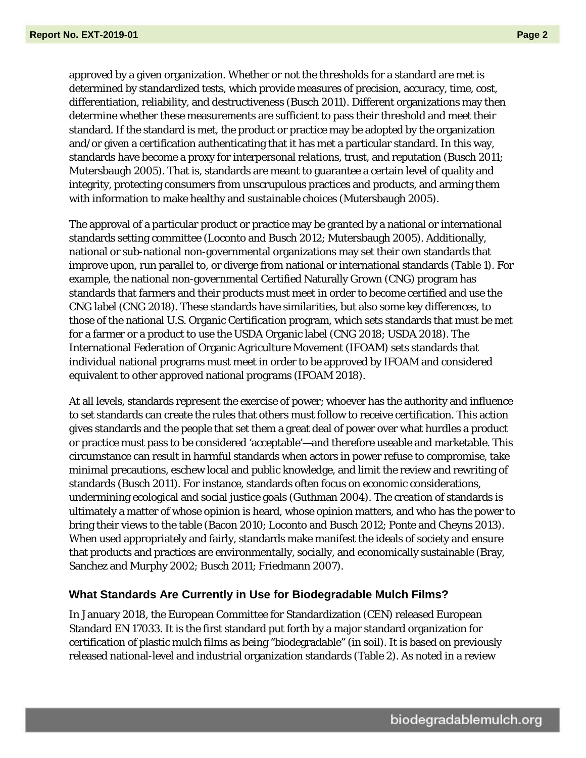approved by a given organization. Whether or not the thresholds for a standard are met is determined by standardized tests, which provide measures of precision, accuracy, time, cost, differentiation, reliability, and destructiveness (Busch 2011). Different organizations may then determine whether these measurements are sufficient to pass their threshold and meet their standard. If the standard is met, the product or practice may be adopted by the organization and/or given a certification authenticating that it has met a particular standard. In this way, standards have become a proxy for interpersonal relations, trust, and reputation (Busch 2011; Mutersbaugh 2005). That is, standards are meant to guarantee a certain level of quality and integrity, protecting consumers from unscrupulous practices and products, and arming them with information to make healthy and sustainable choices (Mutersbaugh 2005).

The approval of a particular product or practice may be granted by a national or international standards setting committee (Loconto and Busch 2012; Mutersbaugh 2005). Additionally, national or sub-national non-governmental organizations may set their own standards that improve upon, run parallel to, or diverge from national or international standards (Table 1). For example, the national non-governmental Certified Naturally Grown (CNG) program has standards that farmers and their products must meet in order to become certified and use the CNG label (CNG 2018). These standards have similarities, but also some key differences, to those of the national U.S. Organic Certification program, which sets standards that must be met for a farmer or a product to use the USDA Organic label (CNG 2018; USDA 2018). The International Federation of Organic Agriculture Movement (IFOAM) sets standards that individual national programs must meet in order to be approved by IFOAM and considered equivalent to other approved national programs (IFOAM 2018).

At all levels, standards represent the exercise of power; whoever has the authority and influence to set standards can create the rules that others must follow to receive certification. This action gives standards and the people that set them a great deal of power over what hurdles a product or practice must pass to be considered 'acceptable'—and therefore useable and marketable. This circumstance can result in harmful standards when actors in power refuse to compromise, take minimal precautions, eschew local and public knowledge, and limit the review and rewriting of standards (Busch 2011). For instance, standards often focus on economic considerations, undermining ecological and social justice goals (Guthman 2004). The creation of standards is ultimately a matter of whose opinion is heard, whose opinion matters, and who has the power to bring their views to the table (Bacon 2010; Loconto and Busch 2012; Ponte and Cheyns 2013). When used appropriately and fairly, standards make manifest the ideals of society and ensure that products and practices are environmentally, socially, and economically sustainable (Bray, Sanchez and Murphy 2002; Busch 2011; Friedmann 2007).

## What Standards Are Currently in Use for Biodegradable Mulch Films?

In January 2018, the European Committee for Standardization (CEN) released European Standard EN 17033. It is the first standard put forth by a major standard organization for certification of plastic mulch films as being "biodegradable" (in soil). It is based on previously released national-level and industrial organization standards (Table 2). As noted in a review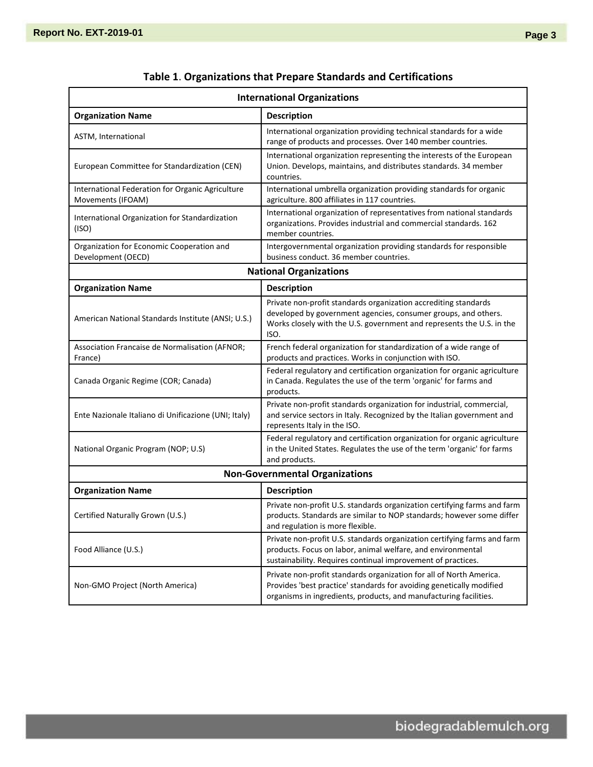**Table 1**. **Organizations that Prepare Standards and Certifications**

| **International Organizations** | |
|---|---|
| **Organization Name** | **Description** |
| ASTM, International | International organization providing technical standards for a wide range of products and processes. Over 140 member countries. |
| European Committee for Standardization (CEN) | International organization representing the interests of the European Union. Develops, maintains, and distributes standards. 34 member countries. |
| International Federation for Organic Agriculture Movements (IFOAM) | International umbrella organization providing standards for organic agriculture. 800 affiliates in 117 countries. |
| International Organization for Standardization (ISO) | International organization of representatives from national standards organizations. Provides industrial and commercial standards. 162 member countries. |
| Organization for Economic Cooperation and Development (OECD) | Intergovernmental organization providing standards for responsible business conduct. 36 member countries. |
| **National Organizations** | |
| **Organization Name** | **Description** |
| American National Standards Institute (ANSI; U.S.) | Private non-profit standards organization accrediting standards developed by government agencies, consumer groups, and others. Works closely with the U.S. government and represents the U.S. in the ISO. |
| Association Francaise de Normalisation (AFNOR; France) | French federal organization for standardization of a wide range of products and practices. Works in conjunction with ISO. |
| Canada Organic Regime (COR; Canada) | Federal regulatory and certification organization for organic agriculture in Canada. Regulates the use of the term 'organic' for farms and products. |
| Ente Nazionale Italiano di Unificazione (UNI; Italy) | Private non-profit standards organization for industrial, commercial, and service sectors in Italy. Recognized by the Italian government and represents Italy in the ISO. |
| National Organic Program (NOP; U.S) | Federal regulatory and certification organization for organic agriculture in the United States. Regulates the use of the term 'organic' for farms and products. |
| **Non-Governmental Organizations** | |
| **Organization Name** | **Description** |
| Certified Naturally Grown (U.S.) | Private non-profit U.S. standards organization certifying farms and farm products. Standards are similar to NOP standards; however some differ and regulation is more flexible. |
| Food Alliance (U.S.) | Private non-profit U.S. standards organization certifying farms and farm products. Focus on labor, animal welfare, and environmental sustainability. Requires continual improvement of practices. |
| Non-GMO Project (North America) | Private non-profit standards organization for all of North America. Provides 'best practice' standards for avoiding genetically modified organisms in ingredients, products, and manufacturing facilities. |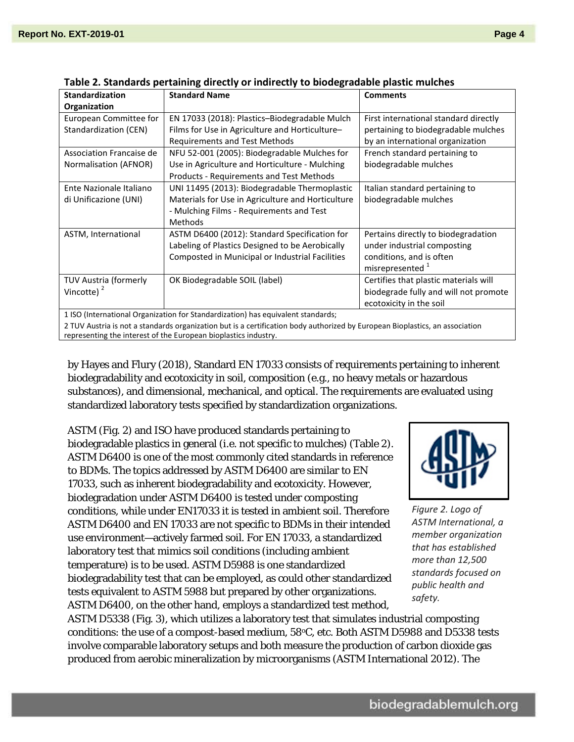**Table 2. Standards pertaining directly or indirectly to biodegradable plastic mulches**

| Standardization Organization | Standard Name | Comments |
|---|---|---|
| European Committee for Standardization (CEN) | EN 17033 (2018): Plastics–Biodegradable Mulch Films for Use in Agriculture and Horticulture–Requirements and Test Methods | First international standard directly pertaining to biodegradable mulches by an international organization |
| Association Francaise de Normalisation (AFNOR) | NFU 52-001 (2005): Biodegradable Mulches for Use in Agriculture and Horticulture - Mulching Products - Requirements and Test Methods | French standard pertaining to biodegradable mulches |
| Ente Nazionale Italiano di Unificazione (UNI) | UNI 11495 (2013): Biodegradable Thermoplastic Materials for Use in Agriculture and Horticulture - Mulching Films - Requirements and Test Methods | Italian standard pertaining to biodegradable mulches |
| ASTM, International | ASTM D6400 (2012): Standard Specification for Labeling of Plastics Designed to be Aerobically Composted in Municipal or Industrial Facilities | Pertains directly to biodegradation under industrial composting conditions, and is often misrepresented [1] |
| TUV Austria (formerly Vincotte) [2] | OK Biodegradable SOIL (label) | Certifies that plastic materials will biodegrade fully and will not promote ecotoxicity in the soil |

1 ISO (International Organization for Standardization) has equivalent standards;
2 TUV Austria is not a standards organization but is a certification body authorized by European Bioplastics, an association representing the interest of the European bioplastics industry.

by Hayes and Flury (2018), Standard EN 17033 consists of requirements pertaining to inherent biodegradability and ecotoxicity in soil, composition (e.g., no heavy metals or hazardous substances), and dimensional, mechanical, and optical. The requirements are evaluated using standardized laboratory tests specified by standardization organizations.

ASTM (Fig. 2) and ISO have produced standards pertaining to biodegradable plastics in general (i.e. not specific to mulches) (Table 2). ASTM D6400 is one of the most commonly cited standards in reference to BDMs. The topics addressed by ASTM D6400 are similar to EN 17033, such as inherent biodegradability and ecotoxicity. However, biodegradation under ASTM D6400 is tested under composting conditions, while under EN17033 it is tested in ambient soil. Therefore ASTM D6400 and EN 17033 are not specific to BDMs in their intended use environment—actively farmed soil. For EN 17033, a standardized laboratory test that mimics soil conditions (including ambient temperature) is to be used. ASTM D5988 is one standardized biodegradability test that can be employed, as could other standardized tests equivalent to ASTM 5988 but prepared by other organizations. ASTM D6400, on the other hand, employs a standardized test method, ASTM D5338 (Fig. 3), which utilizes a laboratory test that simulates industrial composting conditions: the use of a compost-based medium, 58°C, etc. Both ASTM D5988 and D5338 tests involve comparable laboratory setups and both measure the production of carbon dioxide gas produced from aerobic mineralization by microorganisms (ASTM International 2012). The

*Figure 2. Logo of ASTM International, a member organization that has established more than 12,500 standards focused on public health and safety.*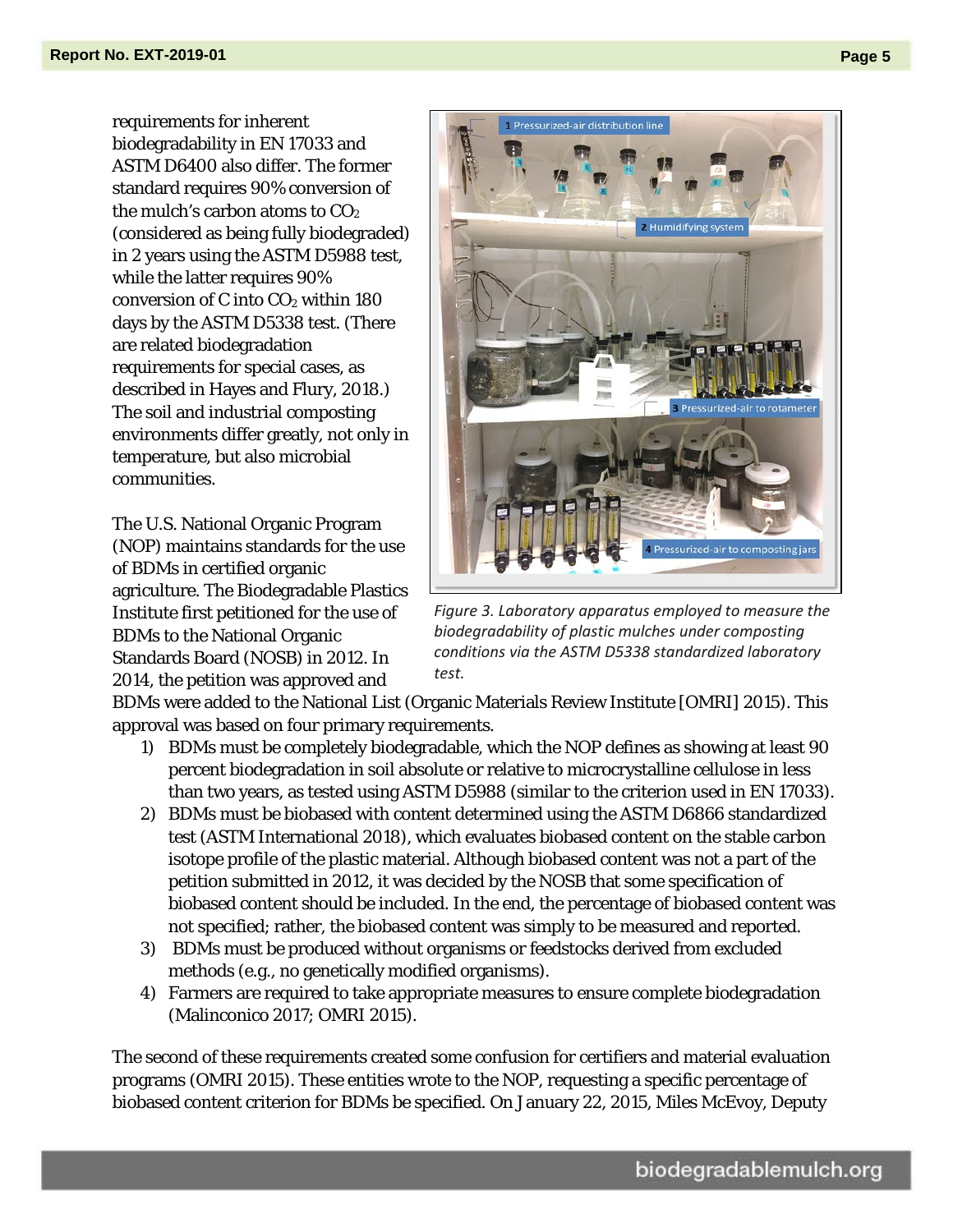requirements for inherent biodegradability in EN 17033 and ASTM D6400 also differ. The former standard requires 90% conversion of the mulch's carbon atoms to $CO_2$ (considered as being fully biodegraded) in 2 years using the ASTM D5988 test, while the latter requires 90% conversion of C into $CO_2$ within 180 days by the ASTM D5338 test. (There are related biodegradation requirements for special cases, as described in Hayes and Flury, 2018.) The soil and industrial composting environments differ greatly, not only in temperature, but also microbial communities.

*Figure 3. Laboratory apparatus employed to measure the biodegradability of plastic mulches under composting conditions via the ASTM D5338 standardized laboratory test.*

The U.S. National Organic Program (NOP) maintains standards for the use of BDMs in certified organic agriculture. The Biodegradable Plastics Institute first petitioned for the use of BDMs to the National Organic Standards Board (NOSB) in 2012. In 2014, the petition was approved and BDMs were added to the National List (Organic Materials Review Institute [OMRI] 2015). This approval was based on four primary requirements.

1) BDMs must be completely biodegradable, which the NOP defines as showing at least 90 percent biodegradation in soil absolute or relative to microcrystalline cellulose in less than two years, as tested using ASTM D5988 (similar to the criterion used in EN 17033).
2) BDMs must be biobased with content determined using the ASTM D6866 standardized test (ASTM International 2018), which evaluates biobased content on the stable carbon isotope profile of the plastic material. Although biobased content was not a part of the petition submitted in 2012, it was decided by the NOSB that some specification of biobased content should be included. In the end, the percentage of biobased content was not specified; rather, the biobased content was simply to be measured and reported.
3) BDMs must be produced without organisms or feedstocks derived from excluded methods (e.g., no genetically modified organisms).
4) Farmers are required to take appropriate measures to ensure complete biodegradation (Malinconico 2017; OMRI 2015).

The second of these requirements created some confusion for certifiers and material evaluation programs (OMRI 2015). These entities wrote to the NOP, requesting a specific percentage of biobased content criterion for BDMs be specified. On January 22, 2015, Miles McEvoy, Deputy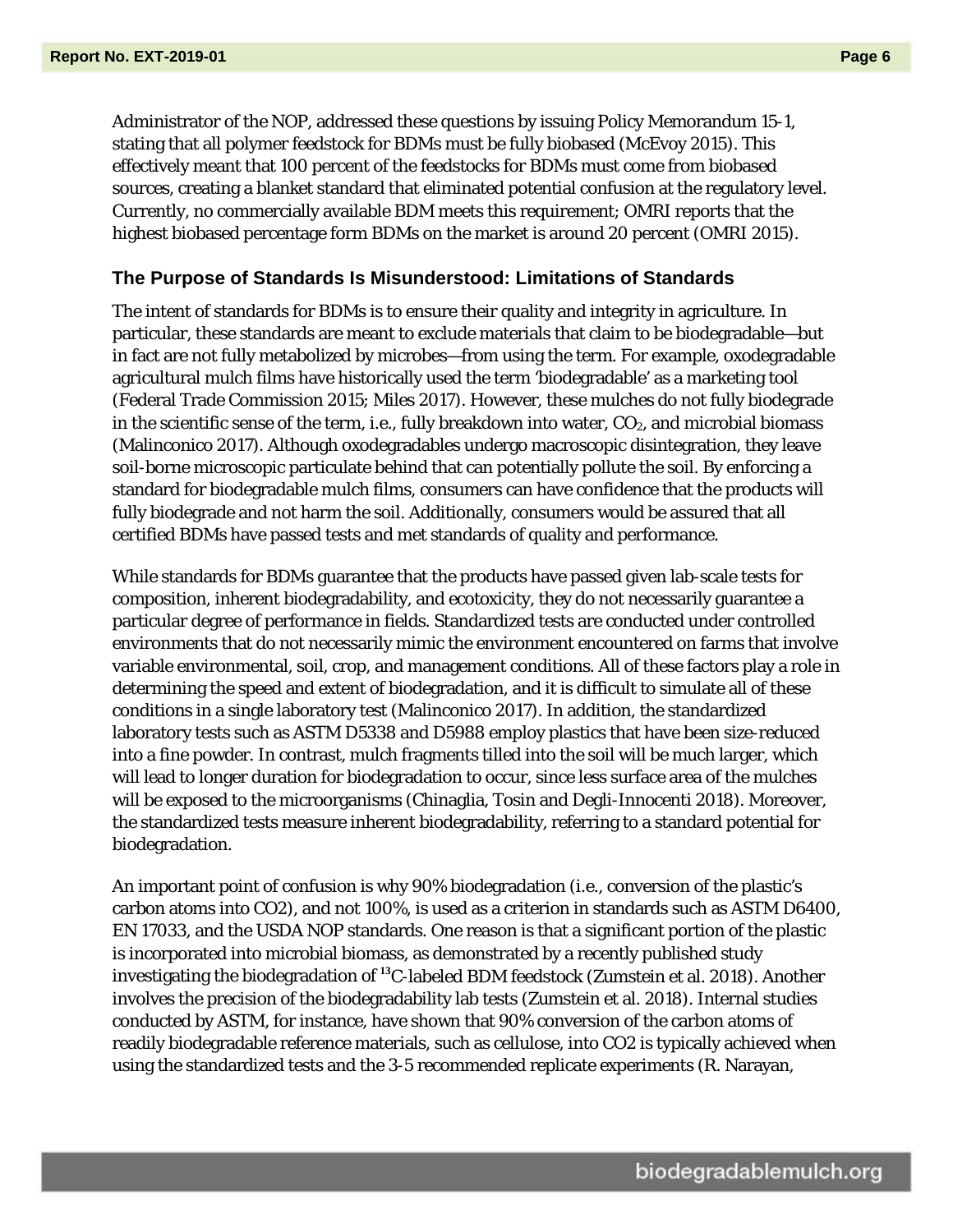Administrator of the NOP, addressed these questions by issuing Policy Memorandum 15-1, stating that all polymer feedstock for BDMs must be fully biobased (McEvoy 2015). This effectively meant that 100 percent of the feedstocks for BDMs must come from biobased sources, creating a blanket standard that eliminated potential confusion at the regulatory level. Currently, no commercially available BDM meets this requirement; OMRI reports that the highest biobased percentage form BDMs on the market is around 20 percent (OMRI 2015).

## The Purpose of Standards Is Misunderstood: Limitations of Standards

The intent of standards for BDMs is to ensure their quality and integrity in agriculture. In particular, these standards are meant to exclude materials that claim to be biodegradable—but in fact are not fully metabolized by microbes—from using the term. For example, oxodegradable agricultural mulch films have historically used the term 'biodegradable' as a marketing tool (Federal Trade Commission 2015; Miles 2017). However, these mulches do not fully biodegrade in the scientific sense of the term, i.e., fully breakdown into water, $CO_2$, and microbial biomass (Malinconico 2017). Although oxodegradables undergo macroscopic disintegration, they leave soil-borne microscopic particulate behind that can potentially pollute the soil. By enforcing a standard for biodegradable mulch films, consumers can have confidence that the products will fully biodegrade and not harm the soil. Additionally, consumers would be assured that all certified BDMs have passed tests and met standards of quality and performance.

While standards for BDMs guarantee that the products have passed given lab-scale tests for composition, inherent biodegradability, and ecotoxicity, they do not necessarily guarantee a particular degree of performance in fields. Standardized tests are conducted under controlled environments that do not necessarily mimic the environment encountered on farms that involve variable environmental, soil, crop, and management conditions. All of these factors play a role in determining the speed and extent of biodegradation, and it is difficult to simulate all of these conditions in a single laboratory test (Malinconico 2017). In addition, the standardized laboratory tests such as ASTM D5338 and D5988 employ plastics that have been size-reduced into a fine powder. In contrast, mulch fragments tilled into the soil will be much larger, which will lead to longer duration for biodegradation to occur, since less surface area of the mulches will be exposed to the microorganisms (Chinaglia, Tosin and Degli-Innocenti 2018). Moreover, the standardized tests measure inherent biodegradability, referring to a standard potential for biodegradation.

An important point of confusion is why 90% biodegradation (i.e., conversion of the plastic's carbon atoms into CO2), and not 100%, is used as a criterion in standards such as ASTM D6400, EN 17033, and the USDA NOP standards. One reason is that a significant portion of the plastic is incorporated into microbial biomass, as demonstrated by a recently published study investigating the biodegradation of $^{13}$C-labeled BDM feedstock (Zumstein et al. 2018). Another involves the precision of the biodegradability lab tests (Zumstein et al. 2018). Internal studies conducted by ASTM, for instance, have shown that 90% conversion of the carbon atoms of readily biodegradable reference materials, such as cellulose, into CO2 is typically achieved when using the standardized tests and the 3-5 recommended replicate experiments (R. Narayan,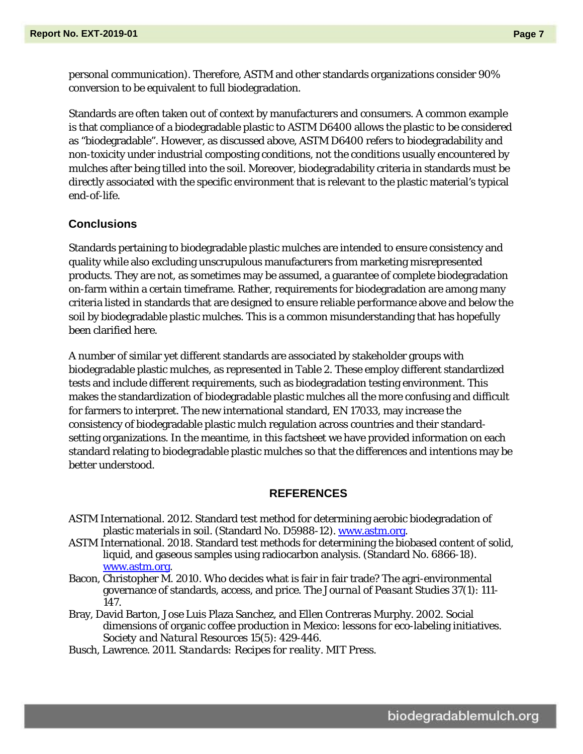personal communication). Therefore, ASTM and other standards organizations consider 90% conversion to be equivalent to full biodegradation.

Standards are often taken out of context by manufacturers and consumers. A common example is that compliance of a biodegradable plastic to ASTM D6400 allows the plastic to be considered as "biodegradable". However, as discussed above, ASTM D6400 refers to biodegradability and non-toxicity under industrial composting conditions, not the conditions usually encountered by mulches after being tilled into the soil. Moreover, biodegradability criteria in standards must be directly associated with the specific environment that is relevant to the plastic material's typical end-of-life.

## Conclusions

Standards pertaining to biodegradable plastic mulches are intended to ensure consistency and quality while also excluding unscrupulous manufacturers from marketing misrepresented products. They are not, as sometimes may be assumed, a guarantee of complete biodegradation on-farm within a certain timeframe. Rather, requirements for biodegradation are among many criteria listed in standards that are designed to ensure reliable performance above and below the soil by biodegradable plastic mulches. This is a common misunderstanding that has hopefully been clarified here.

A number of similar yet different standards are associated by stakeholder groups with biodegradable plastic mulches, as represented in Table 2. These employ different standardized tests and include different requirements, such as biodegradation testing environment. This makes the standardization of biodegradable plastic mulches all the more confusing and difficult for farmers to interpret. The new international standard, EN 17033, may increase the consistency of biodegradable plastic mulch regulation across countries and their standard-setting organizations. In the meantime, in this factsheet we have provided information on each standard relating to biodegradable plastic mulches so that the differences and intentions may be better understood.

## REFERENCES

ASTM International. 2012. Standard test method for determining aerobic biodegradation of plastic materials in soil. (Standard No. D5988-12). www.astm.org.

ASTM International. 2018. Standard test methods for determining the biobased content of solid, liquid, and gaseous samples using radiocarbon analysis. (Standard No. 6866-18). www.astm.org.

Bacon, Christopher M. 2010. Who decides what is fair in fair trade? The agri-environmental governance of standards, access, and price. *The Journal of Peasant Studies* 37(1): 111-147.

Bray, David Barton, Jose Luis Plaza Sanchez, and Ellen Contreras Murphy. 2002. Social dimensions of organic coffee production in Mexico: lessons for eco-labeling initiatives. *Society and Natural Resources* 15(5): 429-446.

Busch, Lawrence. 2011. *Standards: Recipes for reality*. MIT Press.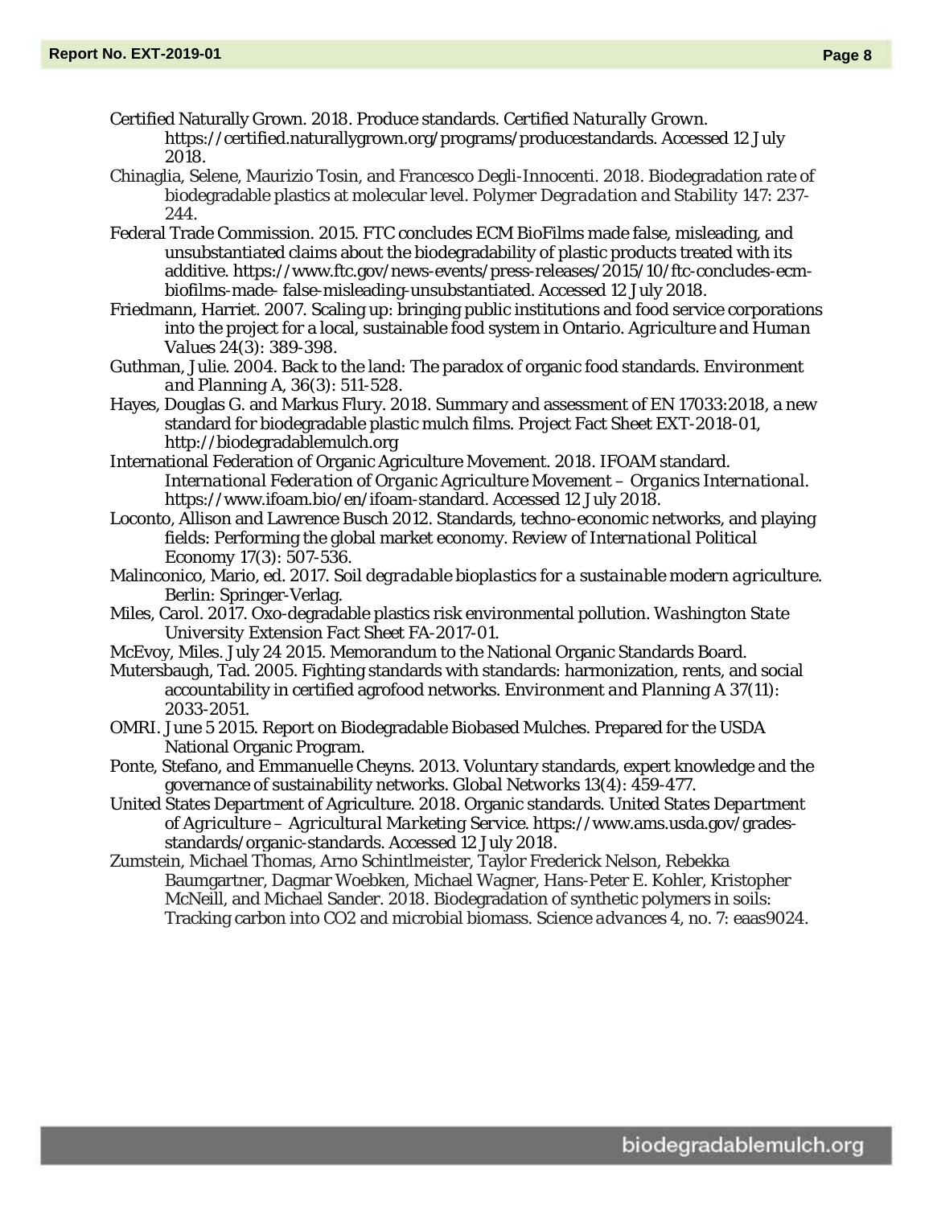Certified Naturally Grown. 2018. Produce standards. *Certified Naturally Grown.* https://certified.naturallygrown.org/programs/producestandards. Accessed 12 July 2018.

Chinaglia, Selene, Maurizio Tosin, and Francesco Degli-Innocenti. 2018. Biodegradation rate of biodegradable plastics at molecular level. *Polymer Degradation and Stability* 147: 237-244.

Federal Trade Commission. 2015. FTC concludes ECM BioFilms made false, misleading, and unsubstantiated claims about the biodegradability of plastic products treated with its additive. https://www.ftc.gov/news-events/press-releases/2015/10/ftc-concludes-ecm-biofilms-made- false-misleading-unsubstantiated. Accessed 12 July 2018.

Friedmann, Harriet. 2007. Scaling up: bringing public institutions and food service corporations into the project for a local, sustainable food system in Ontario. *Agriculture and Human Values* 24(3): 389-398.

Guthman, Julie. 2004. Back to the land: The paradox of organic food standards. *Environment and Planning A*, 36(3): 511-528.

Hayes, Douglas G. and Markus Flury. 2018. Summary and assessment of EN 17033:2018, a new standard for biodegradable plastic mulch films. Project Fact Sheet EXT-2018-01, http://biodegradablemulch.org

International Federation of Organic Agriculture Movement. 2018. IFOAM standard. *International Federation of Organic Agriculture Movement – Organics International.* https://www.ifoam.bio/en/ifoam-standard. Accessed 12 July 2018.

Loconto, Allison and Lawrence Busch 2012. Standards, techno-economic networks, and playing fields: Performing the global market economy. *Review of International Political Economy* 17(3): 507-536.

Malinconico, Mario, ed. 2017. *Soil degradable bioplastics for a sustainable modern agriculture.* Berlin: Springer-Verlag.

Miles, Carol. 2017. Oxo-degradable plastics risk environmental pollution. *Washington State University Extension Fact Sheet FA-2017-01.*

McEvoy, Miles. July 24 2015. Memorandum to the National Organic Standards Board.

Mutersbaugh, Tad. 2005. Fighting standards with standards: harmonization, rents, and social accountability in certified agrofood networks. *Environment and Planning A* 37(11): 2033-2051.

OMRI. June 5 2015. Report on Biodegradable Biobased Mulches. Prepared for the USDA National Organic Program.

Ponte, Stefano, and Emmanuelle Cheyns. 2013. Voluntary standards, expert knowledge and the governance of sustainability networks. *Global Networks* 13(4): 459-477.

United States Department of Agriculture. 2018. Organic standards. *United States Department of Agriculture – Agricultural Marketing Service.* https://www.ams.usda.gov/grades-standards/organic-standards. Accessed 12 July 2018.

Zumstein, Michael Thomas, Arno Schintlmeister, Taylor Frederick Nelson, Rebekka Baumgartner, Dagmar Woebken, Michael Wagner, Hans-Peter E. Kohler, Kristopher McNeill, and Michael Sander. 2018. Biodegradation of synthetic polymers in soils: Tracking carbon into CO2 and microbial biomass. *Science advances* 4, no. 7: eaas9024.